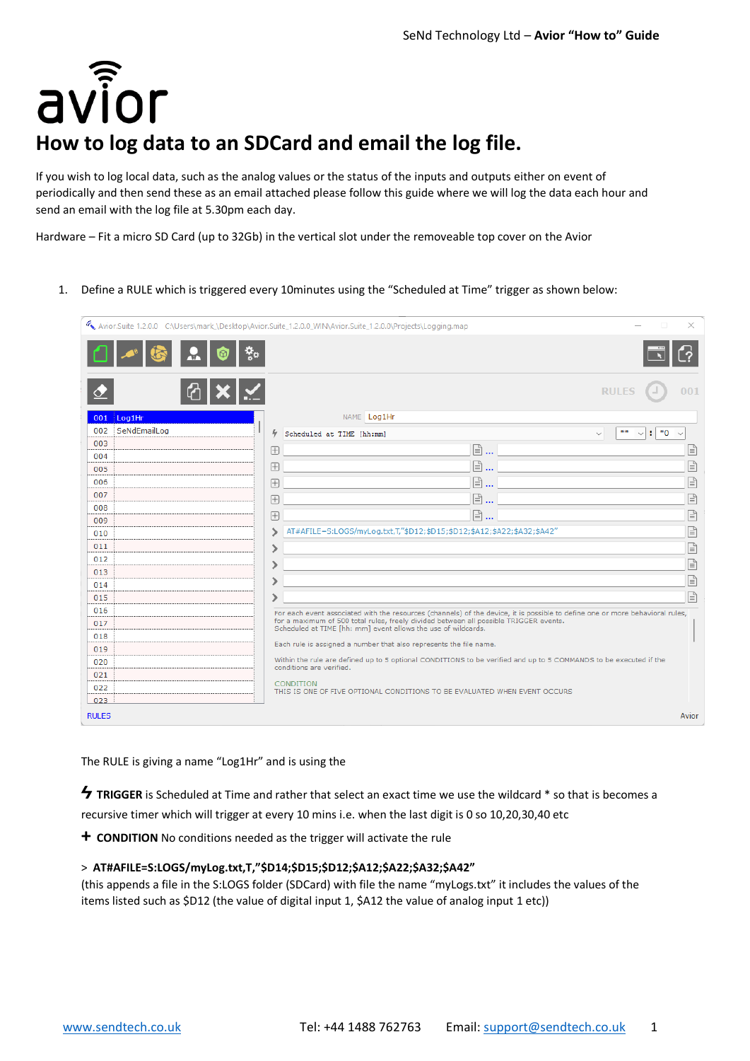# How to log data to an SDCard and email the log file.

If you wish to log local data, such as the analog values or the status of the inputs and outputs either on event of periodically and then send these as an email attached please follow this guide where we will log the data each hour and send an email with the log file at 5.30pm each day.

Hardware – Fit a micro SD Card (up to 32Gb) in the vertical slot under the removeable top cover on the Avior

1. Define a RULE which is triggered every 10minutes using the "Scheduled at Time" trigger as shown below:

The RULE is giving a name "Log1Hr" and is using the

**TRIGGER** is Scheduled at Time and rather that select an exact time we use the wildcard * so that is becomes a recursive timer which will trigger at every 10 mins i.e. when the last digit is 0 so 10,20,30,40 etc

**+ CONDITION** No conditions needed as the trigger will activate the rule

**> AT#AFILE=S:LOGS/myLog.txt,T,"$D14;$D15;$D12;$A12;$A22;$A32;$A42"**
(this appends a file in the S:LOGS folder (SDCard) with file the name "myLogs.txt" it includes the values of the items listed such as $D12 (the value of digital input 1, $A12 the value of analog input 1 etc))

[www.sendtech.co.uk](http://www.sendtech.co.uk) Tel: +44 1488 762763 Email: [support@sendtech.co.uk](mailto:support@sendtech.co.uk)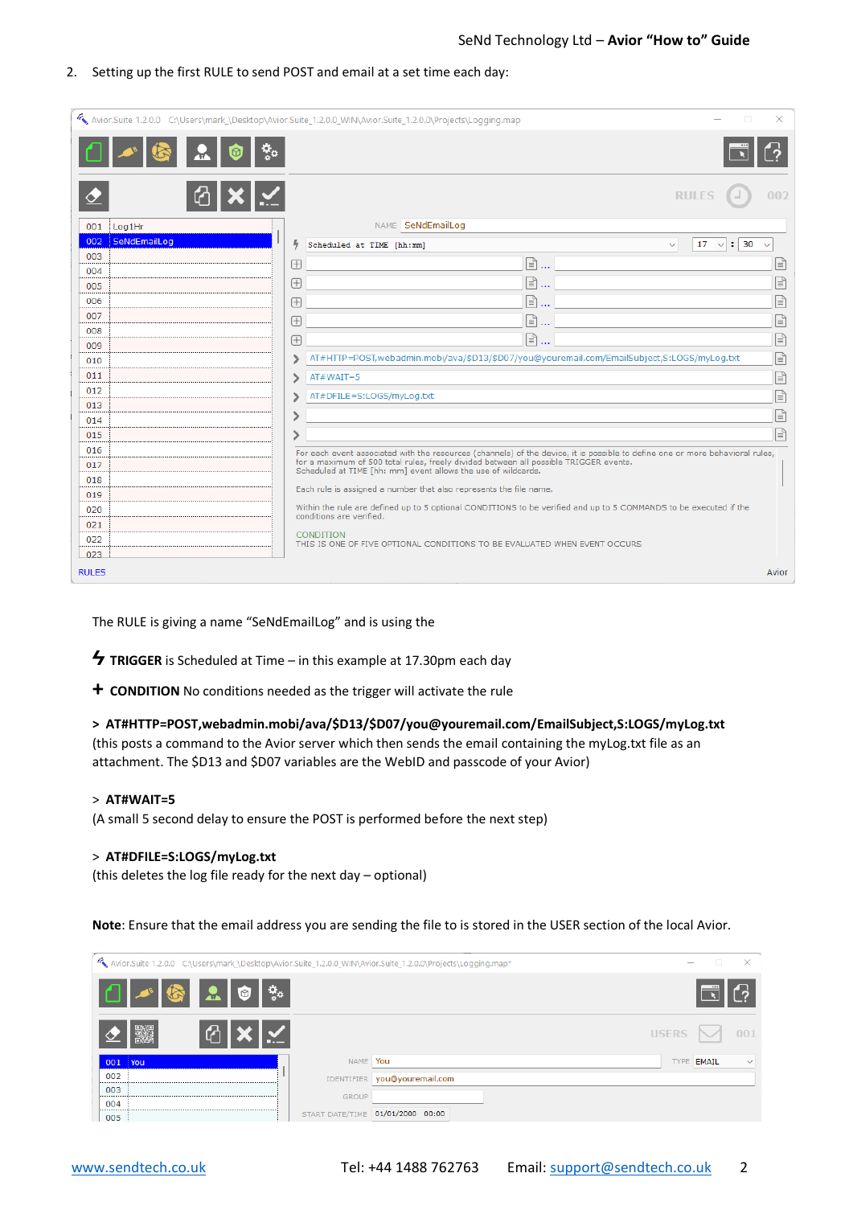2. Setting up the first RULE to send POST and email at a set time each day:

The RULE is giving a name “SeNdEmailLog” and is using the

**TRIGGER** is Scheduled at Time – in this example at 17.30pm each day

**+ CONDITION** No conditions needed as the trigger will activate the rule

**> AT#HTTP=POST,webadmin.mobi/ava/$D13/$D07/you@youremail.com/EmailSubject,S:LOGS/myLog.txt**
(this posts a command to the Avior server which then sends the email containing the myLog.txt file as an attachment. The $D13 and $D07 variables are the WebID and passcode of your Avior)

**> AT#WAIT=5**
(A small 5 second delay to ensure the POST is performed before the next step)

**> AT#DFILE=S:LOGS/myLog.txt**
(this deletes the log file ready for the next day – optional)

**Note**: Ensure that the email address you are sending the file to is stored in the USER section of the local Avior.